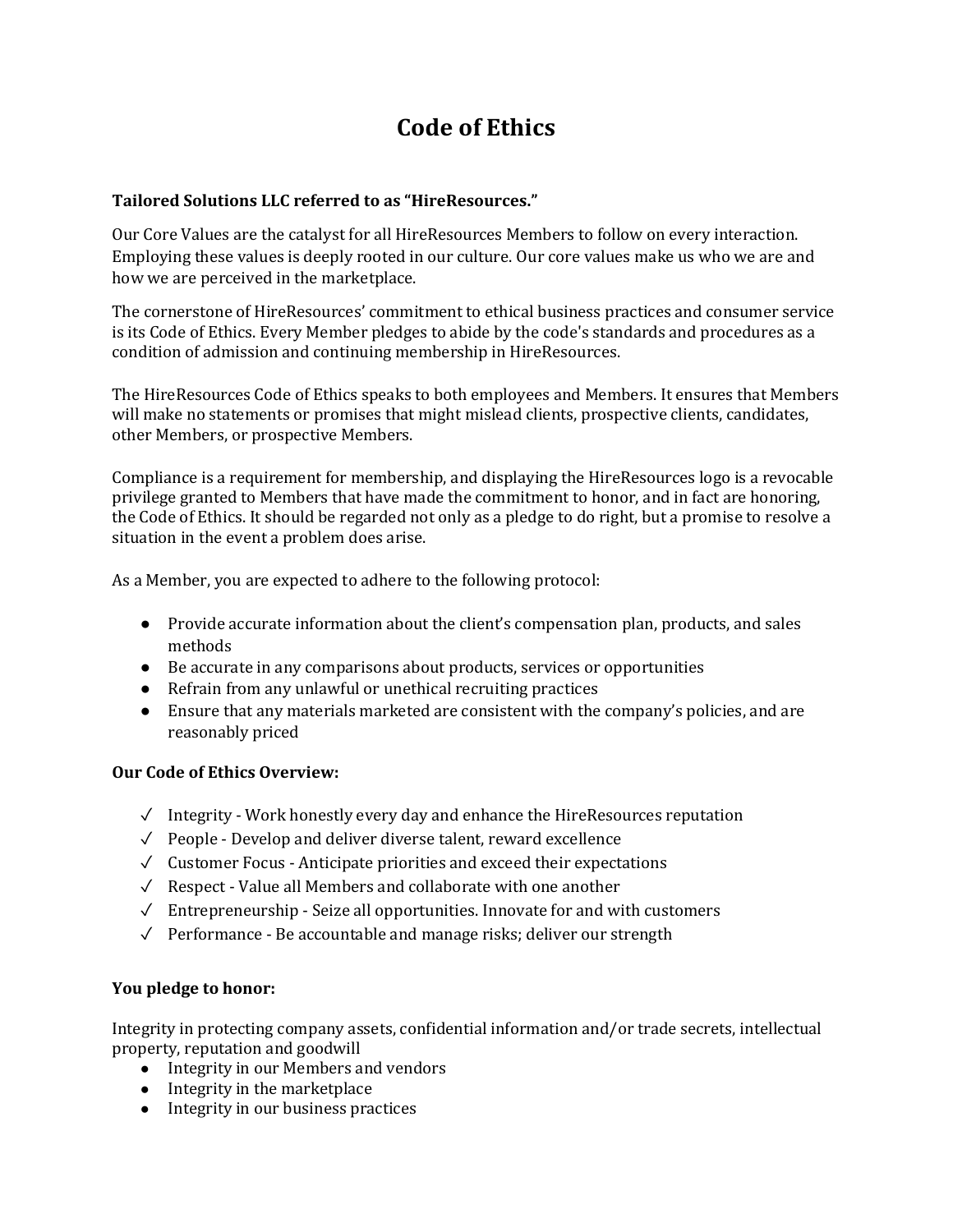# Code of Ethics

**Tailored Solutions LLC referred to as "HireResources."**

Our Core Values are the catalyst for all HireResources Members to follow on every interaction. Employing these values is deeply rooted in our culture. Our core values make us who we are and how we are perceived in the marketplace.

The cornerstone of HireResources' commitment to ethical business practices and consumer service is its Code of Ethics. Every Member pledges to abide by the code's standards and procedures as a condition of admission and continuing membership in HireResources.

The HireResources Code of Ethics speaks to both employees and Members. It ensures that Members will make no statements or promises that might mislead clients, prospective clients, candidates, other Members, or prospective Members.

Compliance is a requirement for membership, and displaying the HireResources logo is a revocable privilege granted to Members that have made the commitment to honor, and in fact are honoring, the Code of Ethics. It should be regarded not only as a pledge to do right, but a promise to resolve a situation in the event a problem does arise.

As a Member, you are expected to adhere to the following protocol:

- Provide accurate information about the client's compensation plan, products, and sales methods
- Be accurate in any comparisons about products, services or opportunities
- Refrain from any unlawful or unethical recruiting practices
- Ensure that any materials marketed are consistent with the company's policies, and are reasonably priced

**Our Code of Ethics Overview:**

- ✓ Integrity - Work honestly every day and enhance the HireResources reputation
- ✓ People - Develop and deliver diverse talent, reward excellence
- ✓ Customer Focus - Anticipate priorities and exceed their expectations
- ✓ Respect - Value all Members and collaborate with one another
- ✓ Entrepreneurship - Seize all opportunities. Innovate for and with customers
- ✓ Performance - Be accountable and manage risks; deliver our strength

**You pledge to honor:**

Integrity in protecting company assets, confidential information and/or trade secrets, intellectual property, reputation and goodwill

- Integrity in our Members and vendors
- Integrity in the marketplace
- Integrity in our business practices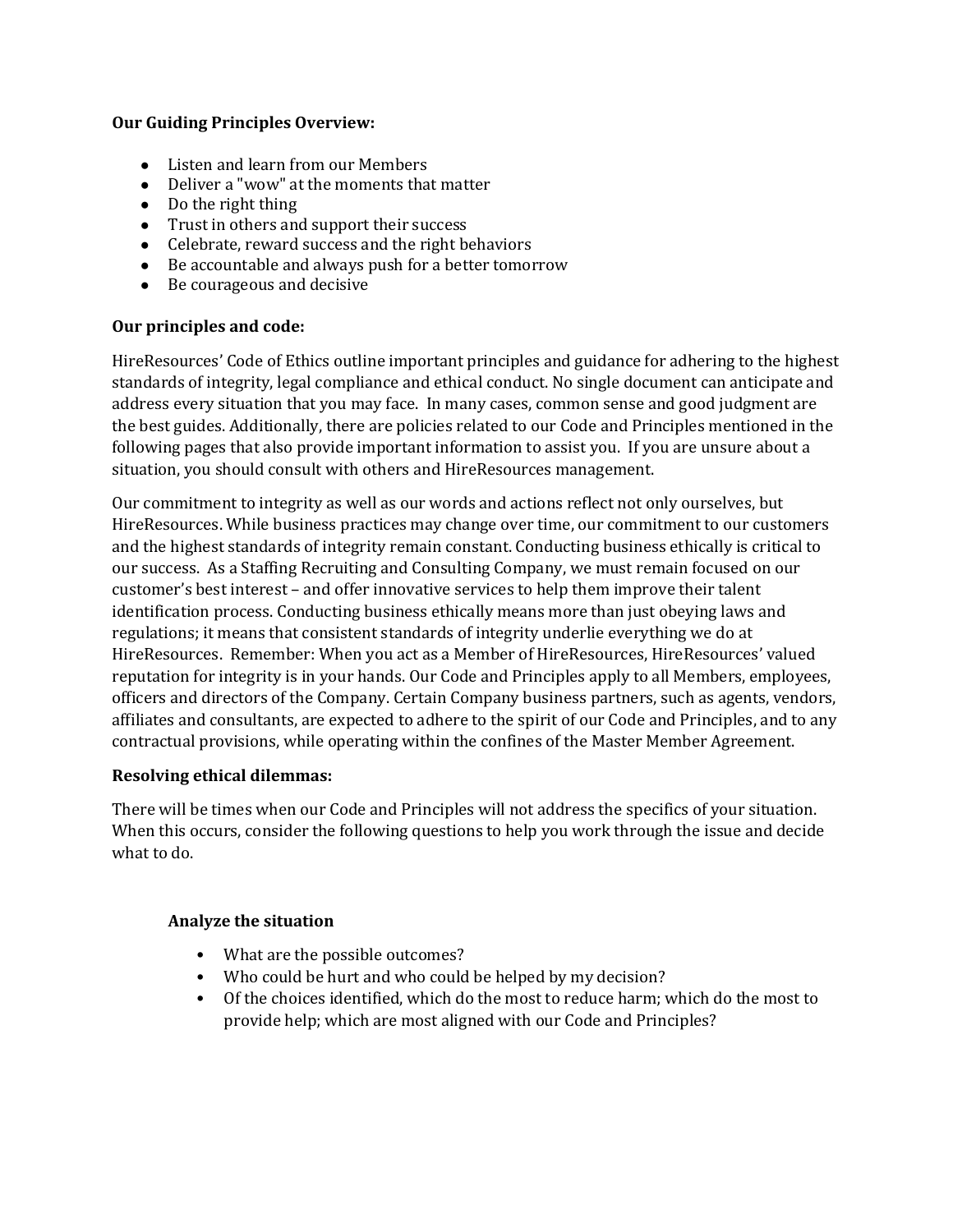**Our Guiding Principles Overview:**

- Listen and learn from our Members
- Deliver a "wow" at the moments that matter
- Do the right thing
- Trust in others and support their success
- Celebrate, reward success and the right behaviors
- Be accountable and always push for a better tomorrow
- Be courageous and decisive

**Our principles and code:**

HireResources' Code of Ethics outline important principles and guidance for adhering to the highest standards of integrity, legal compliance and ethical conduct. No single document can anticipate and address every situation that you may face. In many cases, common sense and good judgment are the best guides. Additionally, there are policies related to our Code and Principles mentioned in the following pages that also provide important information to assist you. If you are unsure about a situation, you should consult with others and HireResources management.

Our commitment to integrity as well as our words and actions reflect not only ourselves, but HireResources. While business practices may change over time, our commitment to our customers and the highest standards of integrity remain constant. Conducting business ethically is critical to our success. As a Staffing Recruiting and Consulting Company, we must remain focused on our customer's best interest – and offer innovative services to help them improve their talent identification process. Conducting business ethically means more than just obeying laws and regulations; it means that consistent standards of integrity underlie everything we do at HireResources. Remember: When you act as a Member of HireResources, HireResources' valued reputation for integrity is in your hands. Our Code and Principles apply to all Members, employees, officers and directors of the Company. Certain Company business partners, such as agents, vendors, affiliates and consultants, are expected to adhere to the spirit of our Code and Principles, and to any contractual provisions, while operating within the confines of the Master Member Agreement.

**Resolving ethical dilemmas:**

There will be times when our Code and Principles will not address the specifics of your situation. When this occurs, consider the following questions to help you work through the issue and decide what to do.

**Analyze the situation**

- What are the possible outcomes?
- Who could be hurt and who could be helped by my decision?
- Of the choices identified, which do the most to reduce harm; which do the most to provide help; which are most aligned with our Code and Principles?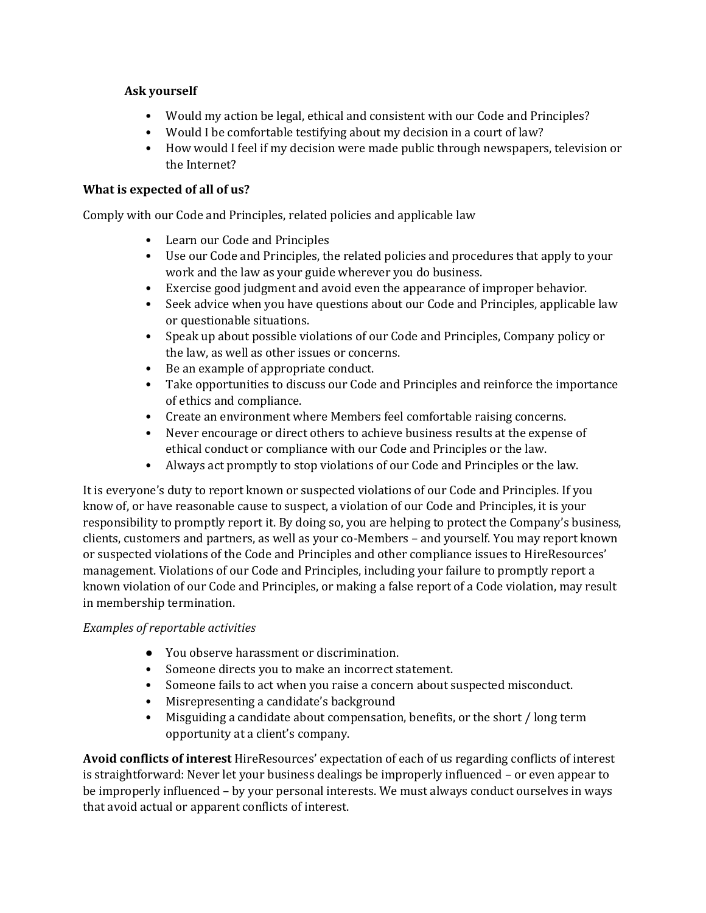**Ask yourself**

- Would my action be legal, ethical and consistent with our Code and Principles?
- Would I be comfortable testifying about my decision in a court of law?
- How would I feel if my decision were made public through newspapers, television or the Internet?

**What is expected of all of us?**

Comply with our Code and Principles, related policies and applicable law

- Learn our Code and Principles
- Use our Code and Principles, the related policies and procedures that apply to your work and the law as your guide wherever you do business.
- Exercise good judgment and avoid even the appearance of improper behavior.
- Seek advice when you have questions about our Code and Principles, applicable law or questionable situations.
- Speak up about possible violations of our Code and Principles, Company policy or the law, as well as other issues or concerns.
- Be an example of appropriate conduct.
- Take opportunities to discuss our Code and Principles and reinforce the importance of ethics and compliance.
- Create an environment where Members feel comfortable raising concerns.
- Never encourage or direct others to achieve business results at the expense of ethical conduct or compliance with our Code and Principles or the law.
- Always act promptly to stop violations of our Code and Principles or the law.

It is everyone's duty to report known or suspected violations of our Code and Principles. If you know of, or have reasonable cause to suspect, a violation of our Code and Principles, it is your responsibility to promptly report it. By doing so, you are helping to protect the Company's business, clients, customers and partners, as well as your co-Members – and yourself. You may report known or suspected violations of the Code and Principles and other compliance issues to HireResources' management. Violations of our Code and Principles, including your failure to promptly report a known violation of our Code and Principles, or making a false report of a Code violation, may result in membership termination.

*Examples of reportable activities*

- You observe harassment or discrimination.
- Someone directs you to make an incorrect statement.
- Someone fails to act when you raise a concern about suspected misconduct.
- Misrepresenting a candidate's background
- Misguiding a candidate about compensation, benefits, or the short / long term opportunity at a client's company.

**Avoid conflicts of interest** HireResources' expectation of each of us regarding conflicts of interest is straightforward: Never let your business dealings be improperly influenced – or even appear to be improperly influenced – by your personal interests. We must always conduct ourselves in ways that avoid actual or apparent conflicts of interest.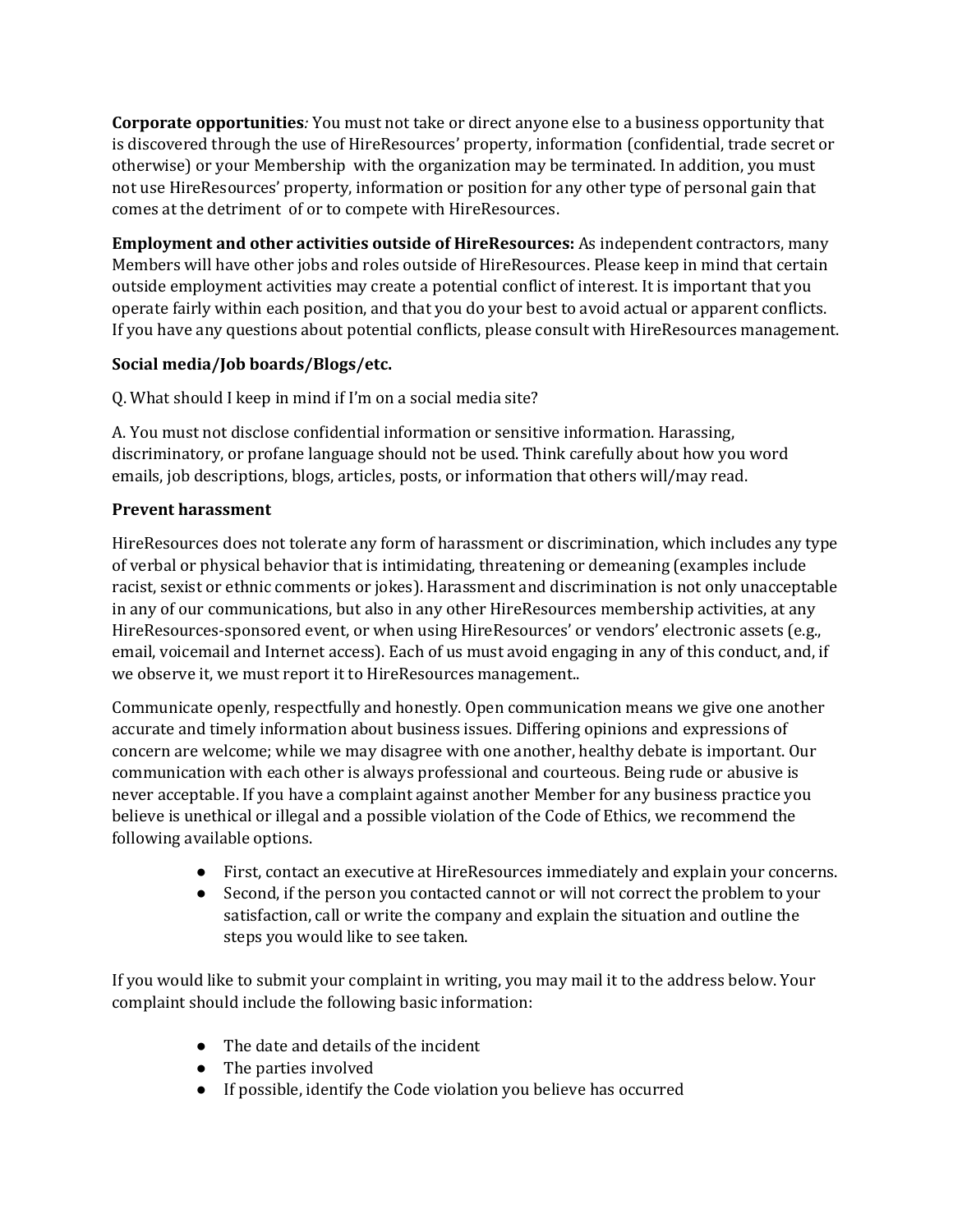**Corporate opportunities***:* You must not take or direct anyone else to a business opportunity that is discovered through the use of HireResources' property, information (confidential, trade secret or otherwise) or your Membership with the organization may be terminated. In addition, you must not use HireResources' property, information or position for any other type of personal gain that comes at the detriment of or to compete with HireResources.

**Employment and other activities outside of HireResources:** As independent contractors, many Members will have other jobs and roles outside of HireResources. Please keep in mind that certain outside employment activities may create a potential conflict of interest. It is important that you operate fairly within each position, and that you do your best to avoid actual or apparent conflicts. If you have any questions about potential conflicts, please consult with HireResources management.

**Social media/Job boards/Blogs/etc.**

Q. What should I keep in mind if I'm on a social media site?

A. You must not disclose confidential information or sensitive information. Harassing, discriminatory, or profane language should not be used. Think carefully about how you word emails, job descriptions, blogs, articles, posts, or information that others will/may read.

**Prevent harassment**

HireResources does not tolerate any form of harassment or discrimination, which includes any type of verbal or physical behavior that is intimidating, threatening or demeaning (examples include racist, sexist or ethnic comments or jokes). Harassment and discrimination is not only unacceptable in any of our communications, but also in any other HireResources membership activities, at any HireResources-sponsored event, or when using HireResources' or vendors' electronic assets (e.g., email, voicemail and Internet access). Each of us must avoid engaging in any of this conduct, and, if we observe it, we must report it to HireResources management..

Communicate openly, respectfully and honestly. Open communication means we give one another accurate and timely information about business issues. Differing opinions and expressions of concern are welcome; while we may disagree with one another, healthy debate is important. Our communication with each other is always professional and courteous. Being rude or abusive is never acceptable. If you have a complaint against another Member for any business practice you believe is unethical or illegal and a possible violation of the Code of Ethics, we recommend the following available options.

- First, contact an executive at HireResources immediately and explain your concerns.
- Second, if the person you contacted cannot or will not correct the problem to your satisfaction, call or write the company and explain the situation and outline the steps you would like to see taken.

If you would like to submit your complaint in writing, you may mail it to the address below. Your complaint should include the following basic information:

- The date and details of the incident
- The parties involved
- If possible, identify the Code violation you believe has occurred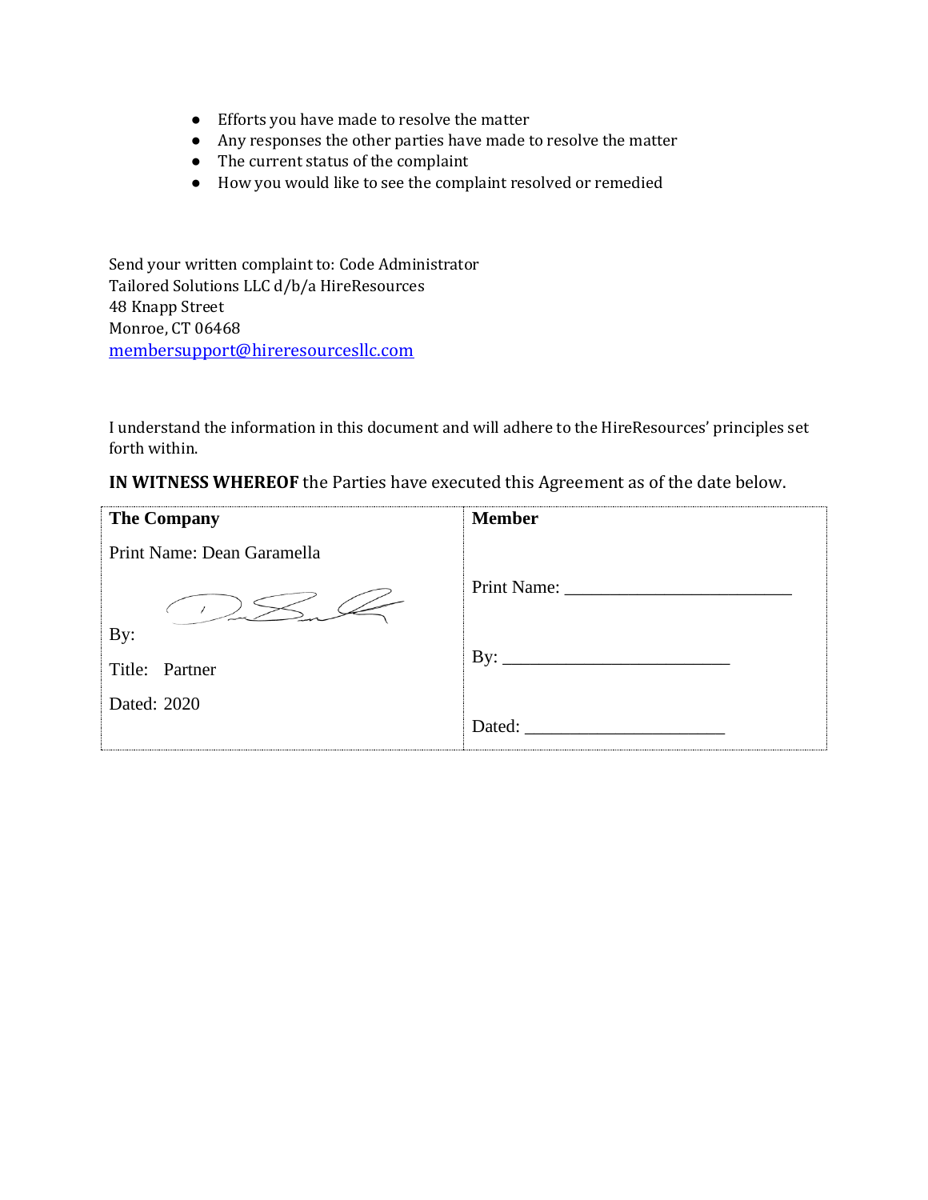- Efforts you have made to resolve the matter
- Any responses the other parties have made to resolve the matter
- The current status of the complaint
- How you would like to see the complaint resolved or remedied

Send your written complaint to: Code Administrator
Tailored Solutions LLC d/b/a HireResources
48 Knapp Street
Monroe, CT 06468
[membersupport@hireresourcesllc.com](mailto:membersupport@hireresourcesllc.com)

I understand the information in this document and will adhere to the HireResources' principles set forth within.

**IN WITNESS WHEREOF** the Parties have executed this Agreement as of the date below.

| **The Company** | **Member** |
|---|---|
| Print Name: Dean Garamella<br><br>By:<br><br>Title: Partner<br><br>Dated: 2020 | Print Name: ________________________<br><br>By: ________________________<br><br>Dated: ______________________ |